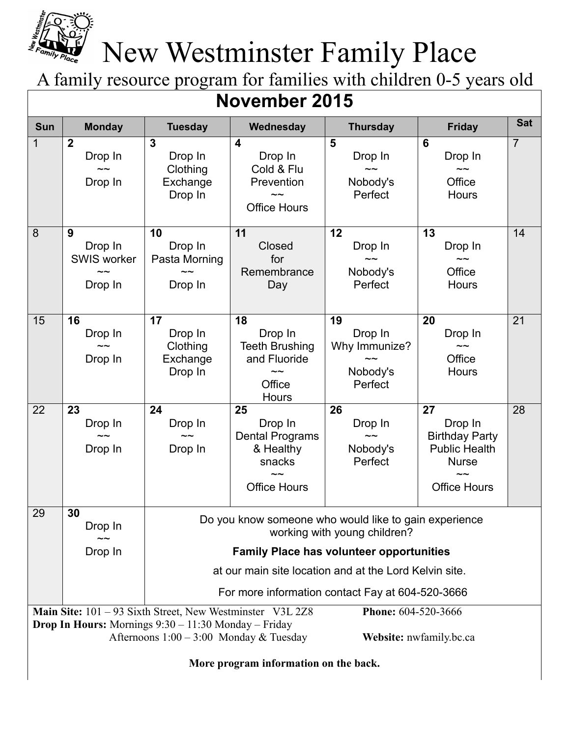# New Westminster Family Place

A family resource program for families with children 0-5 years old

## November 2015

| Sun | Monday | Tuesday | Wednesday | Thursday | Friday | Sat |
|---|---|---|---|---|---|---|
| 1 | **2** Drop In ~~ Drop In | **3** Drop In Clothing Exchange Drop In | **4** Drop In Cold & Flu Prevention ~~ Office Hours | **5** Drop In ~~ Nobody's Perfect | **6** Drop In ~~ Office Hours | 7 |
| 8 | **9** Drop In SWIS worker ~~ Drop In | **10** Drop In Pasta Morning ~~ Drop In | **11** Closed for Remembrance Day | **12** Drop In ~~ Nobody's Perfect | **13** Drop In ~~ Office Hours | 14 |
| 15 | **16** Drop In ~~ Drop In | **17** Drop In Clothing Exchange Drop In | **18** Drop In Teeth Brushing and Fluoride ~~ Office Hours | **19** Drop In Why Immunize? ~~ Nobody's Perfect | **20** Drop In ~~ Office Hours | 21 |
| 22 | **23** Drop In ~~ Drop In | **24** Drop In ~~ Drop In | **25** Drop In Dental Programs & Healthy snacks ~~ Office Hours | **26** Drop In ~~ Nobody's Perfect | **27** Drop In Birthday Party Public Health Nurse ~~ Office Hours | 28 |
| 29 | **30** Drop In ~~ Drop In | Do you know someone who would like to gain experience working with young children? **Family Place has volunteer opportunities** at our main site location and at the Lord Kelvin site. For more information contact Fay at 604-520-3666 | | | | |

**Main Site:** 101 – 93 Sixth Street, New Westminster V3L 2Z8 **Phone:** 604-520-3666

**Drop In Hours:** Mornings 9:30 – 11:30 Monday – Friday
Afternoons 1:00 – 3:00 Monday & Tuesday **Website:** nwfamily.bc.ca

**More program information on the back.**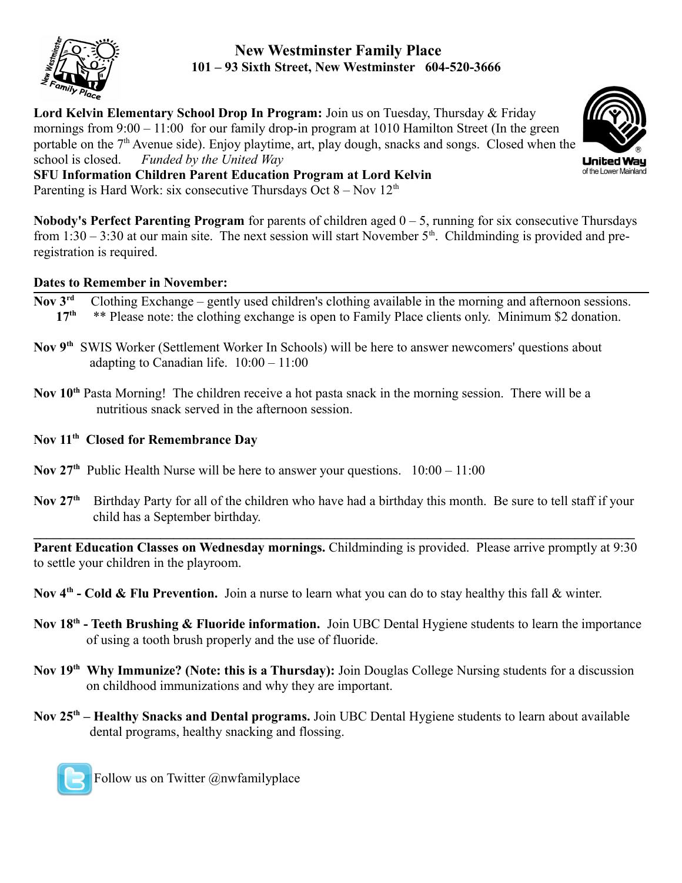# New Westminster Family Place

**101 – 93 Sixth Street, New Westminster 604-520-3666**

**Lord Kelvin Elementary School Drop In Program:** Join us on Tuesday, Thursday & Friday mornings from 9:00 – 11:00 for our family drop-in program at 1010 Hamilton Street (In the green portable on the 7th Avenue side). Enjoy playtime, art, play dough, snacks and songs. Closed when the school is closed. *Funded by the United Way*

**SFU Information Children Parent Education Program at Lord Kelvin**
Parenting is Hard Work: six consecutive Thursdays Oct 8 – Nov 12th

**Nobody's Perfect Parenting Program** for parents of children aged 0 – 5, running for six consecutive Thursdays from 1:30 – 3:30 at our main site. The next session will start November 5th. Childminding is provided and pre-registration is required.

**Dates to Remember in November:**

**Nov 3rd** Clothing Exchange – gently used children's clothing available in the morning and afternoon sessions.
**17th** ** Please note: the clothing exchange is open to Family Place clients only. Minimum $2 donation.

**Nov 9th** SWIS Worker (Settlement Worker In Schools) will be here to answer newcomers' questions about adapting to Canadian life. 10:00 – 11:00

**Nov 10th** Pasta Morning! The children receive a hot pasta snack in the morning session. There will be a nutritious snack served in the afternoon session.

**Nov 11th Closed for Remembrance Day**

**Nov 27th** Public Health Nurse will be here to answer your questions. 10:00 – 11:00

**Nov 27th** Birthday Party for all of the children who have had a birthday this month. Be sure to tell staff if your child has a September birthday.

---

**Parent Education Classes on Wednesday mornings.** Childminding is provided. Please arrive promptly at 9:30 to settle your children in the playroom.

**Nov 4th - Cold & Flu Prevention.** Join a nurse to learn what you can do to stay healthy this fall & winter.

**Nov 18th - Teeth Brushing & Fluoride information.** Join UBC Dental Hygiene students to learn the importance of using a tooth brush properly and the use of fluoride.

**Nov 19th Why Immunize? (Note: this is a Thursday):** Join Douglas College Nursing students for a discussion on childhood immunizations and why they are important.

**Nov 25th – Healthy Snacks and Dental programs.** Join UBC Dental Hygiene students to learn about available dental programs, healthy snacking and flossing.

Follow us on Twitter @nwfamilyplace